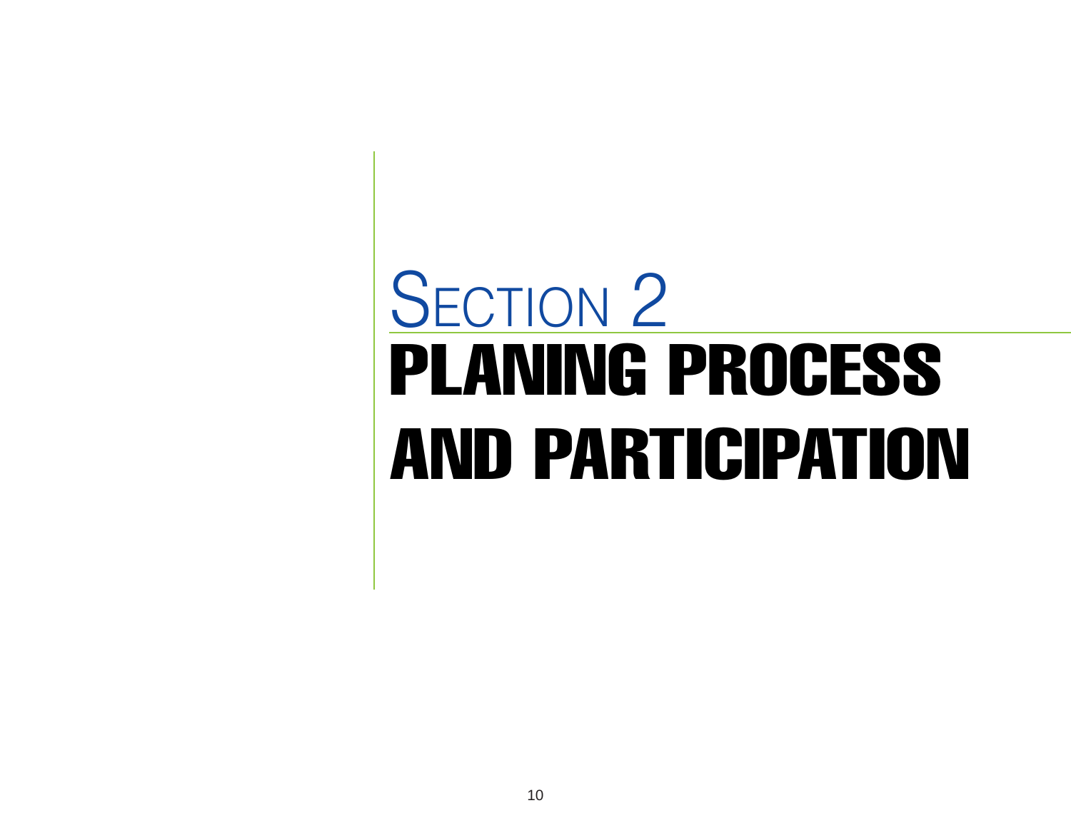# SECTION 2

# PLANING PROCESS AND PARTICIPATION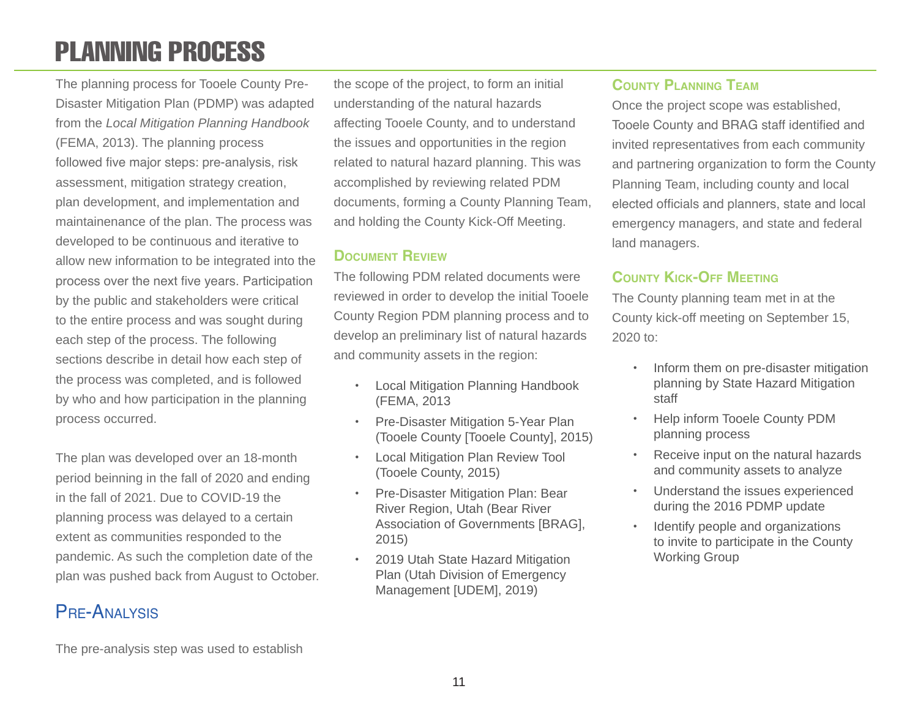# PLANNING PROCESS

The planning process for Tooele County Pre-Disaster Mitigation Plan (PDMP) was adapted from the *Local Mitigation Planning Handbook* (FEMA, 2013). The planning process followed five major steps: pre-analysis, risk assessment, mitigation strategy creation, plan development, and implementation and maintainenance of the plan. The process was developed to be continuous and iterative to allow new information to be integrated into the process over the next five years. Participation by the public and stakeholders were critical to the entire process and was sought during each step of the process. The following sections describe in detail how each step of the process was completed, and is followed by who and how participation in the planning process occurred.

The plan was developed over an 18-month period beinning in the fall of 2020 and ending in the fall of 2021. Due to COVID-19 the planning process was delayed to a certain extent as communities responded to the pandemic. As such the completion date of the plan was pushed back from August to October.

## Pre-Analysis

The pre-analysis step was used to establish the scope of the project, to form an initial understanding of the natural hazards affecting Tooele County, and to understand the issues and opportunities in the region related to natural hazard planning. This was accomplished by reviewing related PDM documents, forming a County Planning Team, and holding the County Kick-Off Meeting.

### Document Review

The following PDM related documents were reviewed in order to develop the initial Tooele County Region PDM planning process and to develop an preliminary list of natural hazards and community assets in the region:

- Local Mitigation Planning Handbook (FEMA, 2013
- Pre-Disaster Mitigation 5-Year Plan (Tooele County [Tooele County], 2015)
- Local Mitigation Plan Review Tool (Tooele County, 2015)
- Pre-Disaster Mitigation Plan: Bear River Region, Utah (Bear River Association of Governments [BRAG], 2015)
- 2019 Utah State Hazard Mitigation Plan (Utah Division of Emergency Management [UDEM], 2019)

### County Planning Team

Once the project scope was established, Tooele County and BRAG staff identified and invited representatives from each community and partnering organization to form the County Planning Team, including county and local elected officials and planners, state and local emergency managers, and state and federal land managers.

### County Kick-Off Meeting

The County planning team met in at the County kick-off meeting on September 15, 2020 to:

- Inform them on pre-disaster mitigation planning by State Hazard Mitigation staff
- Help inform Tooele County PDM planning process
- Receive input on the natural hazards and community assets to analyze
- Understand the issues experienced during the 2016 PDMP update
- Identify people and organizations to invite to participate in the County Working Group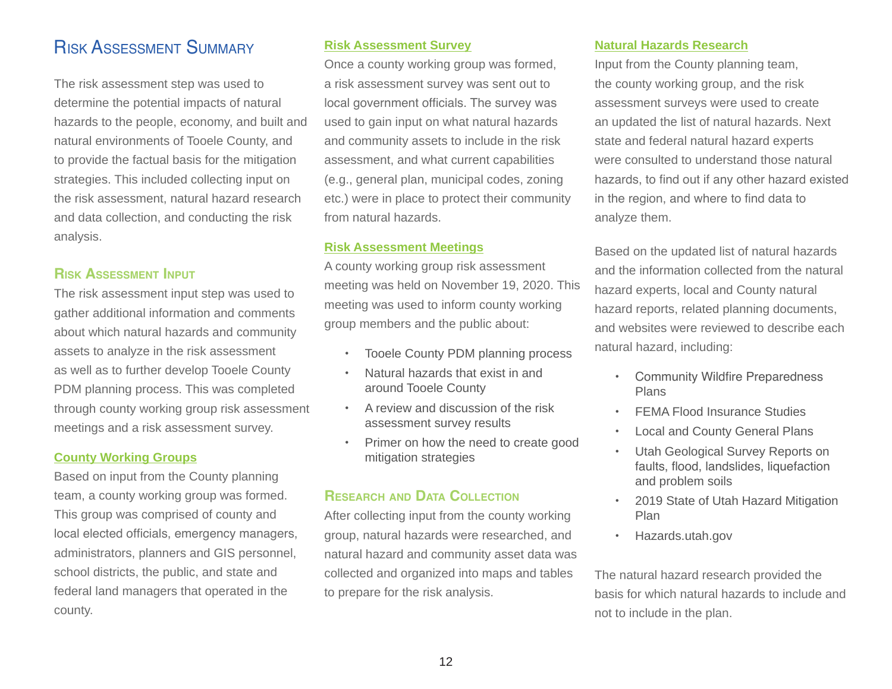# Risk Assessment Summary

The risk assessment step was used to determine the potential impacts of natural hazards to the people, economy, and built and natural environments of Tooele County, and to provide the factual basis for the mitigation strategies. This included collecting input on the risk assessment, natural hazard research and data collection, and conducting the risk analysis.

## Risk Assessment Input

The risk assessment input step was used to gather additional information and comments about which natural hazards and community assets to analyze in the risk assessment as well as to further develop Tooele County PDM planning process. This was completed through county working group risk assessment meetings and a risk assessment survey.

### County Working Groups

Based on input from the County planning team, a county working group was formed. This group was comprised of county and local elected officials, emergency managers, administrators, planners and GIS personnel, school districts, the public, and state and federal land managers that operated in the county.

### Risk Assessment Survey

Once a county working group was formed, a risk assessment survey was sent out to local government officials. The survey was used to gain input on what natural hazards and community assets to include in the risk assessment, and what current capabilities (e.g., general plan, municipal codes, zoning etc.) were in place to protect their community from natural hazards.

### Risk Assessment Meetings

A county working group risk assessment meeting was held on November 19, 2020. This meeting was used to inform county working group members and the public about:

- Tooele County PDM planning process
- Natural hazards that exist in and around Tooele County
- A review and discussion of the risk assessment survey results
- Primer on how the need to create good mitigation strategies

## Research and Data Collection

After collecting input from the county working group, natural hazards were researched, and natural hazard and community asset data was collected and organized into maps and tables to prepare for the risk analysis.

### Natural Hazards Research

Input from the County planning team, the county working group, and the risk assessment surveys were used to create an updated the list of natural hazards. Next state and federal natural hazard experts were consulted to understand those natural hazards, to find out if any other hazard existed in the region, and where to find data to analyze them.

Based on the updated list of natural hazards and the information collected from the natural hazard experts, local and County natural hazard reports, related planning documents, and websites were reviewed to describe each natural hazard, including:

- Community Wildfire Preparedness Plans
- FEMA Flood Insurance Studies
- Local and County General Plans
- Utah Geological Survey Reports on faults, flood, landslides, liquefaction and problem soils
- 2019 State of Utah Hazard Mitigation Plan
- Hazards.utah.gov

The natural hazard research provided the basis for which natural hazards to include and not to include in the plan.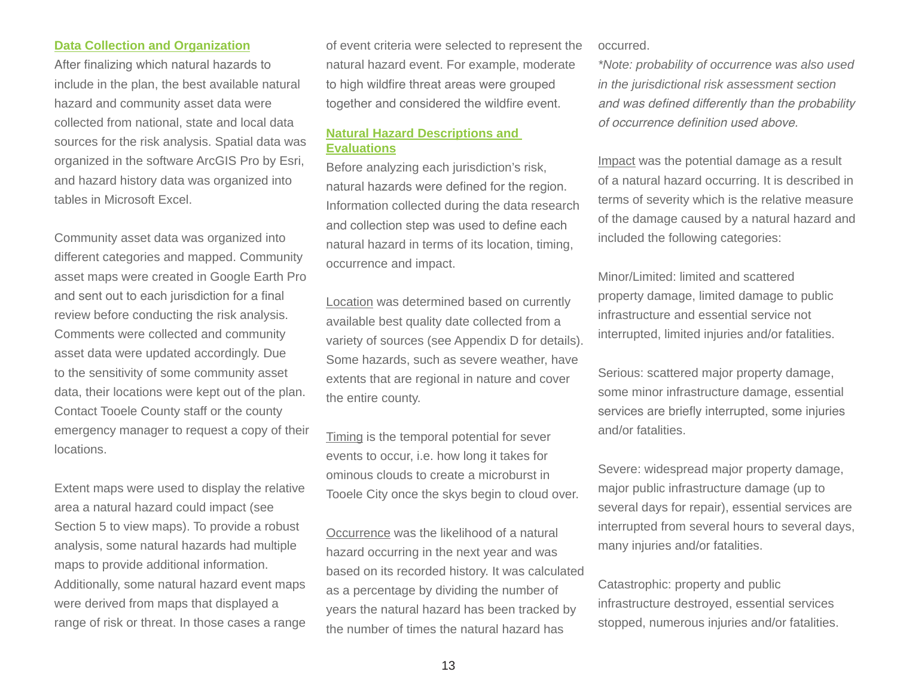## Data Collection and Organization

After finalizing which natural hazards to include in the plan, the best available natural hazard and community asset data were collected from national, state and local data sources for the risk analysis. Spatial data was organized in the software ArcGIS Pro by Esri, and hazard history data was organized into tables in Microsoft Excel.

Community asset data was organized into different categories and mapped. Community asset maps were created in Google Earth Pro and sent out to each jurisdiction for a final review before conducting the risk analysis. Comments were collected and community asset data were updated accordingly. Due to the sensitivity of some community asset data, their locations were kept out of the plan. Contact Tooele County staff or the county emergency manager to request a copy of their locations.

Extent maps were used to display the relative area a natural hazard could impact (see Section 5 to view maps). To provide a robust analysis, some natural hazards had multiple maps to provide additional information. Additionally, some natural hazard event maps were derived from maps that displayed a range of risk or threat. In those cases a range of event criteria were selected to represent the natural hazard event. For example, moderate to high wildfire threat areas were grouped together and considered the wildfire event.

## Natural Hazard Descriptions and Evaluations

Before analyzing each jurisdiction's risk, natural hazards were defined for the region. Information collected during the data research and collection step was used to define each natural hazard in terms of its location, timing, occurrence and impact.

Location was determined based on currently available best quality date collected from a variety of sources (see Appendix D for details). Some hazards, such as severe weather, have extents that are regional in nature and cover the entire county.

Timing is the temporal potential for sever events to occur, i.e. how long it takes for ominous clouds to create a microburst in Tooele City once the skys begin to cloud over.

Occurrence was the likelihood of a natural hazard occurring in the next year and was based on its recorded history. It was calculated as a percentage by dividing the number of years the natural hazard has been tracked by the number of times the natural hazard has occurred.

*\*Note: probability of occurrence was also used in the jurisdictional risk assessment section and was defined differently than the probability of occurrence definition used above.*

Impact was the potential damage as a result of a natural hazard occurring. It is described in terms of severity which is the relative measure of the damage caused by a natural hazard and included the following categories:

Minor/Limited: limited and scattered property damage, limited damage to public infrastructure and essential service not interrupted, limited injuries and/or fatalities.

Serious: scattered major property damage, some minor infrastructure damage, essential services are briefly interrupted, some injuries and/or fatalities.

Severe: widespread major property damage, major public infrastructure damage (up to several days for repair), essential services are interrupted from several hours to several days, many injuries and/or fatalities.

Catastrophic: property and public infrastructure destroyed, essential services stopped, numerous injuries and/or fatalities.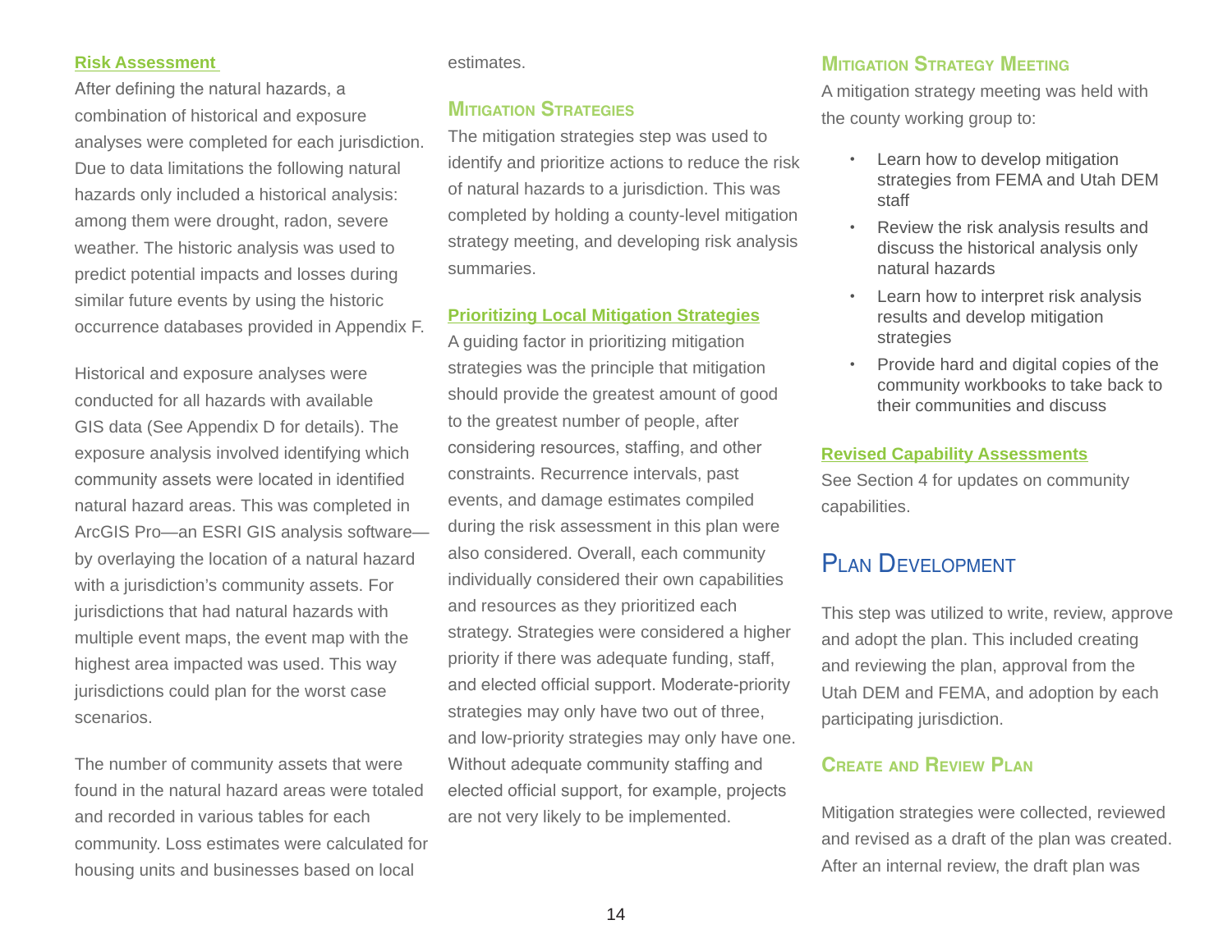### Risk Assessment

After defining the natural hazards, a combination of historical and exposure analyses were completed for each jurisdiction. Due to data limitations the following natural hazards only included a historical analysis: among them were drought, radon, severe weather. The historic analysis was used to predict potential impacts and losses during similar future events by using the historic occurrence databases provided in Appendix F.

Historical and exposure analyses were conducted for all hazards with available GIS data (See Appendix D for details). The exposure analysis involved identifying which community assets were located in identified natural hazard areas. This was completed in ArcGIS Pro—an ESRI GIS analysis software—by overlaying the location of a natural hazard with a jurisdiction's community assets. For jurisdictions that had natural hazards with multiple event maps, the event map with the highest area impacted was used. This way jurisdictions could plan for the worst case scenarios.

The number of community assets that were found in the natural hazard areas were totaled and recorded in various tables for each community. Loss estimates were calculated for housing units and businesses based on local estimates.

### Mitigation Strategies

The mitigation strategies step was used to identify and prioritize actions to reduce the risk of natural hazards to a jurisdiction. This was completed by holding a county-level mitigation strategy meeting, and developing risk analysis summaries.

### Prioritizing Local Mitigation Strategies

A guiding factor in prioritizing mitigation strategies was the principle that mitigation should provide the greatest amount of good to the greatest number of people, after considering resources, staffing, and other constraints. Recurrence intervals, past events, and damage estimates compiled during the risk assessment in this plan were also considered. Overall, each community individually considered their own capabilities and resources as they prioritized each strategy. Strategies were considered a higher priority if there was adequate funding, staff, and elected official support. Moderate-priority strategies may only have two out of three, and low-priority strategies may only have one. Without adequate community staffing and elected official support, for example, projects are not very likely to be implemented.

### Mitigation Strategy Meeting

A mitigation strategy meeting was held with the county working group to:

- Learn how to develop mitigation strategies from FEMA and Utah DEM staff
- Review the risk analysis results and discuss the historical analysis only natural hazards
- Learn how to interpret risk analysis results and develop mitigation strategies
- Provide hard and digital copies of the community workbooks to take back to their communities and discuss

### Revised Capability Assessments

See Section 4 for updates on community capabilities.

## Plan Development

This step was utilized to write, review, approve and adopt the plan. This included creating and reviewing the plan, approval from the Utah DEM and FEMA, and adoption by each participating jurisdiction.

### Create and Review Plan

Mitigation strategies were collected, reviewed and revised as a draft of the plan was created. After an internal review, the draft plan was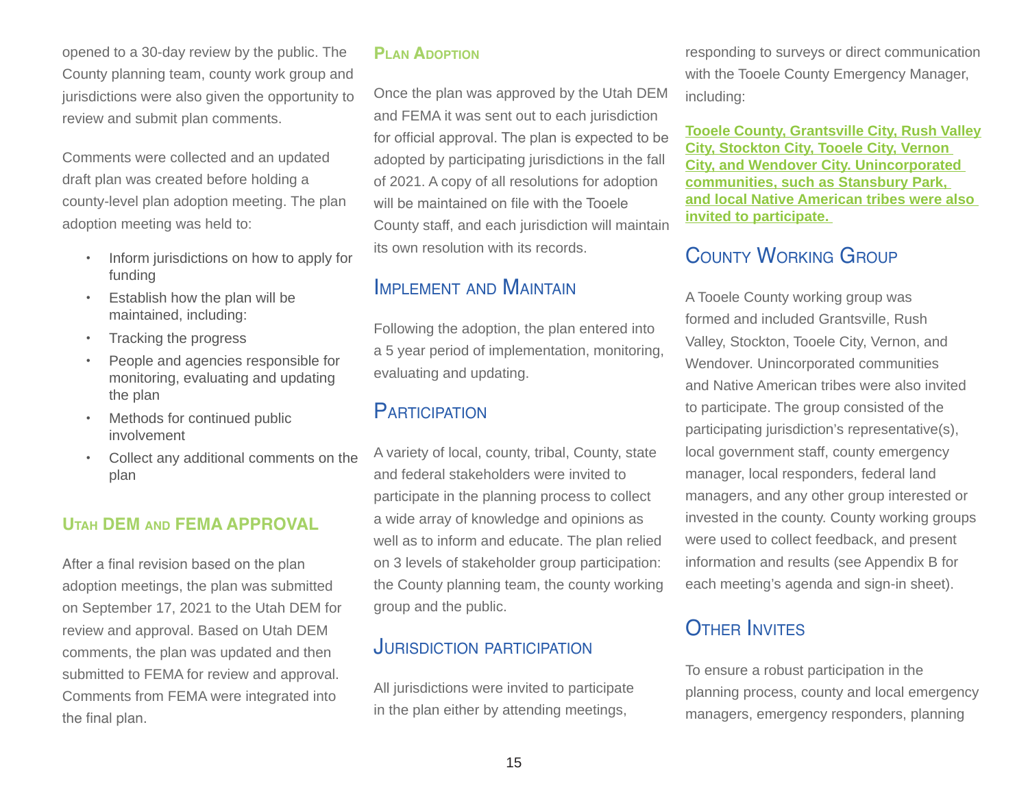opened to a 30-day review by the public. The County planning team, county work group and jurisdictions were also given the opportunity to review and submit plan comments.

Comments were collected and an updated draft plan was created before holding a county-level plan adoption meeting. The plan adoption meeting was held to:

- Inform jurisdictions on how to apply for funding
- Establish how the plan will be maintained, including:
- Tracking the progress
- People and agencies responsible for monitoring, evaluating and updating the plan
- Methods for continued public involvement
- Collect any additional comments on the plan

### Utah DEM and FEMA Approval

After a final revision based on the plan adoption meetings, the plan was submitted on September 17, 2021 to the Utah DEM for review and approval. Based on Utah DEM comments, the plan was updated and then submitted to FEMA for review and approval. Comments from FEMA were integrated into the final plan.

### Plan Adoption

Once the plan was approved by the Utah DEM and FEMA it was sent out to each jurisdiction for official approval. The plan is expected to be adopted by participating jurisdictions in the fall of 2021. A copy of all resolutions for adoption will be maintained on file with the Tooele County staff, and each jurisdiction will maintain its own resolution with its records.

## Implement and Maintain

Following the adoption, the plan entered into a 5 year period of implementation, monitoring, evaluating and updating.

## Participation

A variety of local, county, tribal, County, state and federal stakeholders were invited to participate in the planning process to collect a wide array of knowledge and opinions as well as to inform and educate. The plan relied on 3 levels of stakeholder group participation: the County planning team, the county working group and the public.

## Jurisdiction Participation

All jurisdictions were invited to participate in the plan either by attending meetings, responding to surveys or direct communication with the Tooele County Emergency Manager, including:

**Tooele County, Grantsville City, Rush Valley City, Stockton City, Tooele City, Vernon City, and Wendover City. Unincorporated communities, such as Stansbury Park, and local Native American tribes were also invited to participate.**

## County Working Group

A Tooele County working group was formed and included Grantsville, Rush Valley, Stockton, Tooele City, Vernon, and Wendover. Unincorporated communities and Native American tribes were also invited to participate. The group consisted of the participating jurisdiction's representative(s), local government staff, county emergency manager, local responders, federal land managers, and any other group interested or invested in the county. County working groups were used to collect feedback, and present information and results (see Appendix B for each meeting's agenda and sign-in sheet).

## Other Invites

To ensure a robust participation in the planning process, county and local emergency managers, emergency responders, planning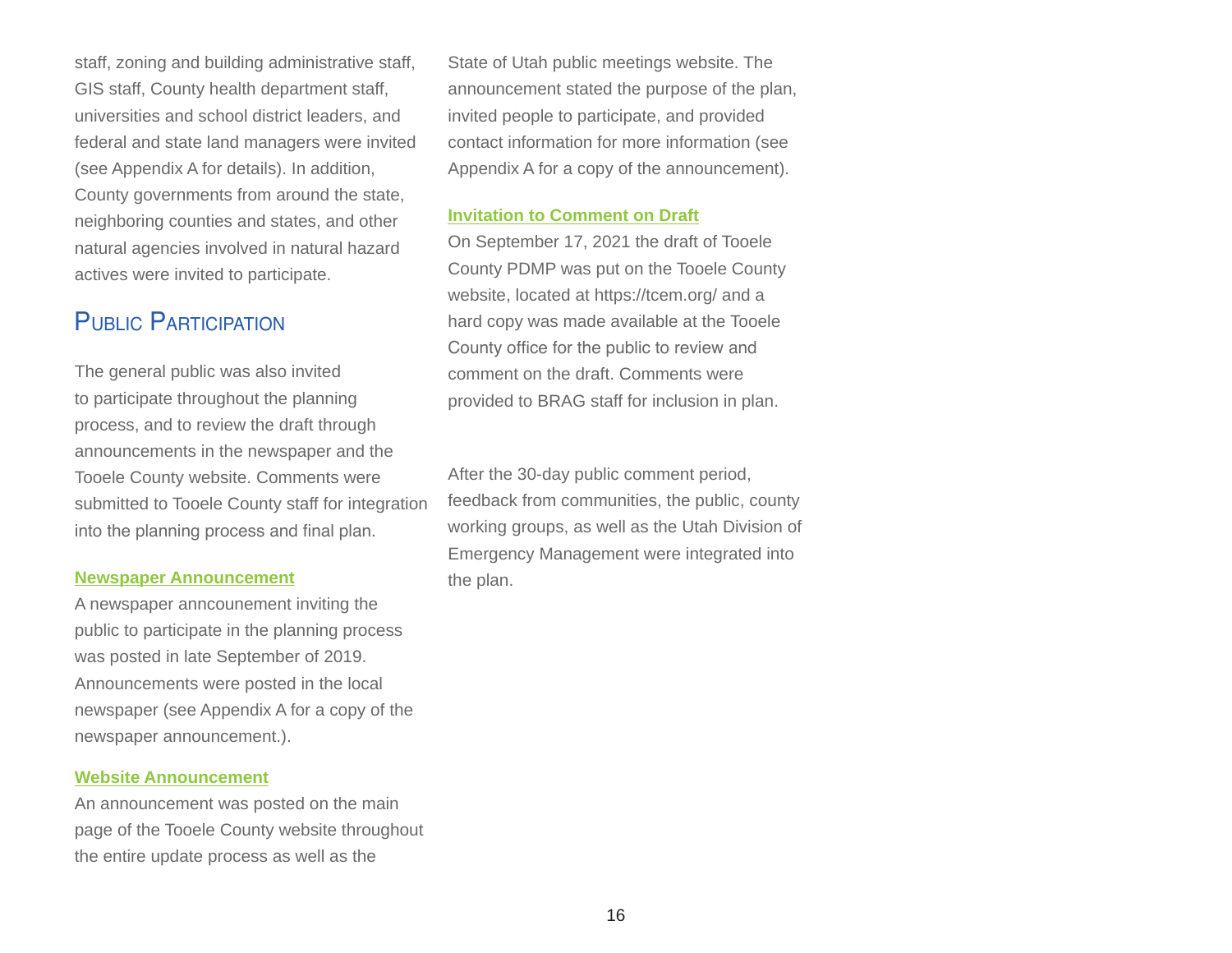staff, zoning and building administrative staff, GIS staff, County health department staff, universities and school district leaders, and federal and state land managers were invited (see Appendix A for details). In addition, County governments from around the state, neighboring counties and states, and other natural agencies involved in natural hazard actives were invited to participate.

## Public Participation

The general public was also invited to participate throughout the planning process, and to review the draft through announcements in the newspaper and the Tooele County website. Comments were submitted to Tooele County staff for integration into the planning process and final plan.

**Newspaper Announcement**

A newspaper anncounement inviting the public to participate in the planning process was posted in late September of 2019. Announcements were posted in the local newspaper (see Appendix A for a copy of the newspaper announcement.).

**Website Announcement**

An announcement was posted on the main page of the Tooele County website throughout the entire update process as well as the State of Utah public meetings website. The announcement stated the purpose of the plan, invited people to participate, and provided contact information for more information (see Appendix A for a copy of the announcement).

**Invitation to Comment on Draft**

On September 17, 2021 the draft of Tooele County PDMP was put on the Tooele County website, located at https://tcem.org/ and a hard copy was made available at the Tooele County office for the public to review and comment on the draft. Comments were provided to BRAG staff for inclusion in plan.

After the 30-day public comment period, feedback from communities, the public, county working groups, as well as the Utah Division of Emergency Management were integrated into the plan.